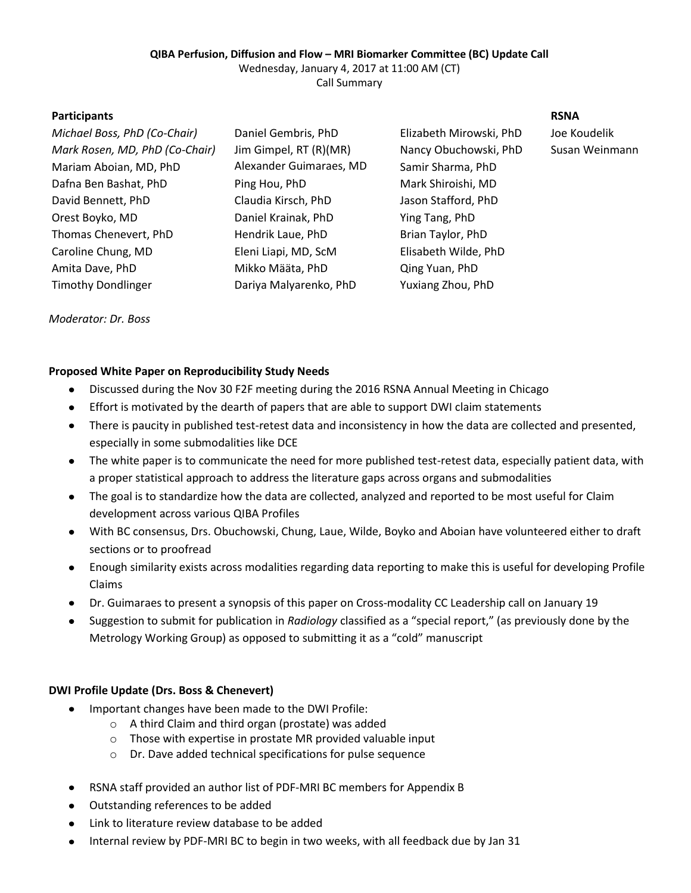**QIBA Perfusion, Diffusion and Flow – MRI Biomarker Committee (BC) Update Call**

Wednesday, January 4, 2017 at 11:00 AM (CT)

Call Summary

| Participants | | | RSNA |
|---|---|---|---|
| *Michael Boss, PhD (Co-Chair)* | Daniel Gembris, PhD | Elizabeth Mirowski, PhD | Joe Koudelik |
| *Mark Rosen, MD, PhD (Co-Chair)* | Jim Gimpel, RT (R)(MR) | Nancy Obuchowski, PhD | Susan Weinmann |
| Mariam Aboian, MD, PhD | Alexander Guimaraes, MD | Samir Sharma, PhD | |
| Dafna Ben Bashat, PhD | Ping Hou, PhD | Mark Shiroishi, MD | |
| David Bennett, PhD | Claudia Kirsch, PhD | Jason Stafford, PhD | |
| Orest Boyko, MD | Daniel Krainak, PhD | Ying Tang, PhD | |
| Thomas Chenevert, PhD | Hendrik Laue, PhD | Brian Taylor, PhD | |
| Caroline Chung, MD | Eleni Liapi, MD, ScM | Elisabeth Wilde, PhD | |
| Amita Dave, PhD | Mikko Määta, PhD | Qing Yuan, PhD | |
| Timothy Dondlinger | Dariya Malyarenko, PhD | Yuxiang Zhou, PhD | |

*Moderator: Dr. Boss*

**Proposed White Paper on Reproducibility Study Needs**

- Discussed during the Nov 30 F2F meeting during the 2016 RSNA Annual Meeting in Chicago
- Effort is motivated by the dearth of papers that are able to support DWI claim statements
- There is paucity in published test-retest data and inconsistency in how the data are collected and presented, especially in some submodalities like DCE
- The white paper is to communicate the need for more published test-retest data, especially patient data, with a proper statistical approach to address the literature gaps across organs and submodalities
- The goal is to standardize how the data are collected, analyzed and reported to be most useful for Claim development across various QIBA Profiles
- With BC consensus, Drs. Obuchowski, Chung, Laue, Wilde, Boyko and Aboian have volunteered either to draft sections or to proofread
- Enough similarity exists across modalities regarding data reporting to make this is useful for developing Profile Claims
- Dr. Guimaraes to present a synopsis of this paper on Cross-modality CC Leadership call on January 19
- Suggestion to submit for publication in *Radiology* classified as a "special report," (as previously done by the Metrology Working Group) as opposed to submitting it as a "cold" manuscript

**DWI Profile Update (Drs. Boss & Chenevert)**

- Important changes have been made to the DWI Profile:
  - A third Claim and third organ (prostate) was added
  - Those with expertise in prostate MR provided valuable input
  - Dr. Dave added technical specifications for pulse sequence
- RSNA staff provided an author list of PDF-MRI BC members for Appendix B
- Outstanding references to be added
- Link to literature review database to be added
- Internal review by PDF-MRI BC to begin in two weeks, with all feedback due by Jan 31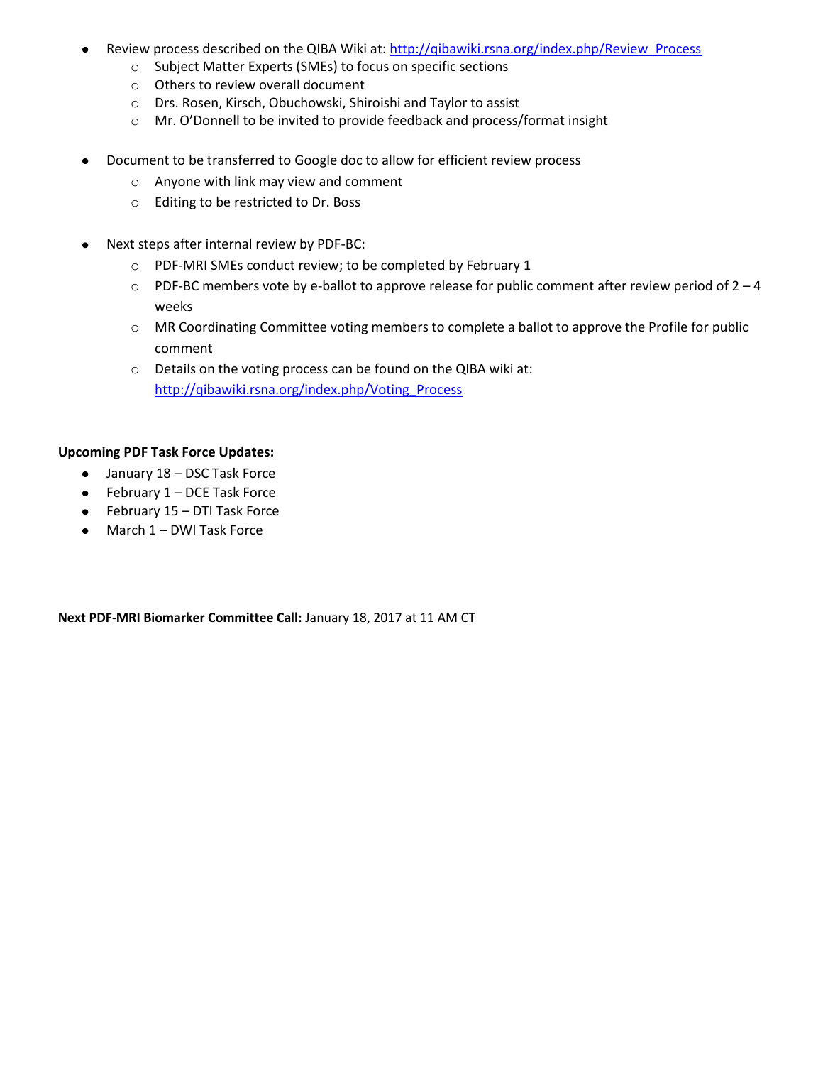- Review process described on the QIBA Wiki at: http://qibawiki.rsna.org/index.php/Review_Process
    - Subject Matter Experts (SMEs) to focus on specific sections
    - Others to review overall document
    - Drs. Rosen, Kirsch, Obuchowski, Shiroishi and Taylor to assist
    - Mr. O'Donnell to be invited to provide feedback and process/format insight

- Document to be transferred to Google doc to allow for efficient review process
    - Anyone with link may view and comment
    - Editing to be restricted to Dr. Boss

- Next steps after internal review by PDF-BC:
    - PDF-MRI SMEs conduct review; to be completed by February 1
    - PDF-BC members vote by e-ballot to approve release for public comment after review period of 2 – 4 weeks
    - MR Coordinating Committee voting members to complete a ballot to approve the Profile for public comment
    - Details on the voting process can be found on the QIBA wiki at: http://qibawiki.rsna.org/index.php/Voting_Process

**Upcoming PDF Task Force Updates:**

- January 18 – DSC Task Force
- February 1 – DCE Task Force
- February 15 – DTI Task Force
- March 1 – DWI Task Force

**Next PDF-MRI Biomarker Committee Call:** January 18, 2017 at 11 AM CT